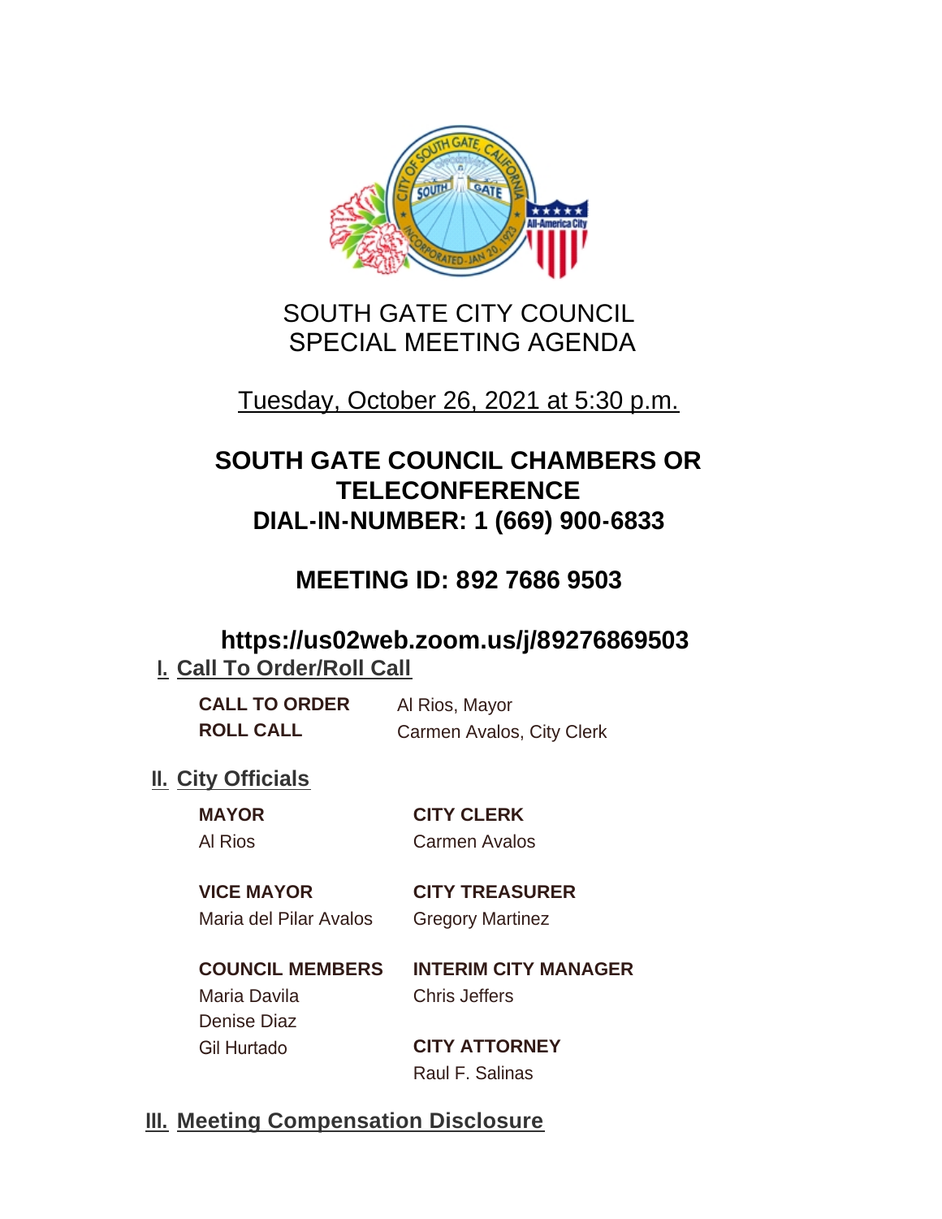# SOUTH GATE CITY COUNCIL
# SPECIAL MEETING AGENDA

Tuesday, October 26, 2021 at 5:30 p.m.

## SOUTH GATE COUNCIL CHAMBERS OR TELECONFERENCE
## DIAL-IN-NUMBER: 1 (669) 900-6833

## MEETING ID: 892 7686 9503

## https://us02web.zoom.us/j/89276869503

## I. Call To Order/Roll Call

**CALL TO ORDER** Al Rios, Mayor
**ROLL CALL** Carmen Avalos, City Clerk

## II. City Officials

**MAYOR**
Al Rios

**VICE MAYOR**
Maria del Pilar Avalos

**COUNCIL MEMBERS**
Maria Davila
Denise Diaz
Gil Hurtado

**CITY CLERK**
Carmen Avalos

**CITY TREASURER**
Gregory Martinez

**INTERIM CITY MANAGER**
Chris Jeffers

**CITY ATTORNEY**
Raul F. Salinas

## III. Meeting Compensation Disclosure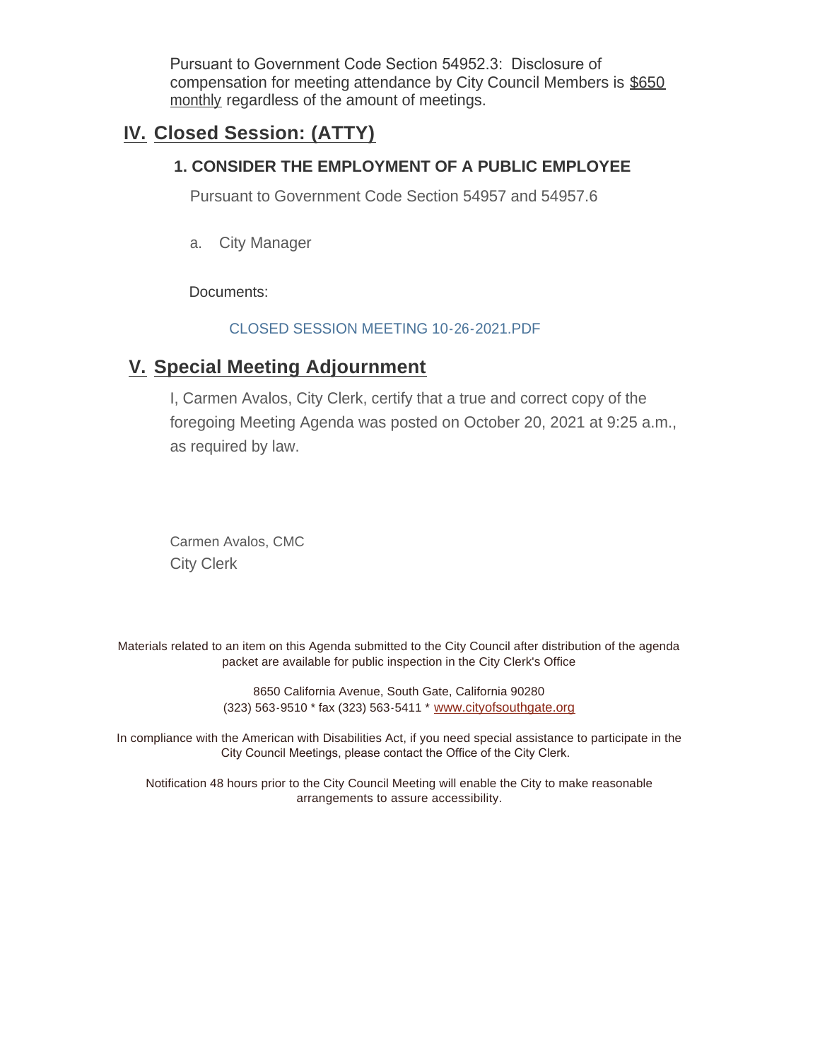Pursuant to Government Code Section 54952.3: Disclosure of compensation for meeting attendance by City Council Members is $650 monthly regardless of the amount of meetings.

## IV. Closed Session: (ATTY)

### 1. CONSIDER THE EMPLOYMENT OF A PUBLIC EMPLOYEE

Pursuant to Government Code Section 54957 and 54957.6

a. City Manager

Documents:

CLOSED SESSION MEETING 10-26-2021.PDF

## V. Special Meeting Adjournment

I, Carmen Avalos, City Clerk, certify that a true and correct copy of the foregoing Meeting Agenda was posted on October 20, 2021 at 9:25 a.m., as required by law.

Carmen Avalos, CMC
City Clerk

Materials related to an item on this Agenda submitted to the City Council after distribution of the agenda packet are available for public inspection in the City Clerk's Office

8650 California Avenue, South Gate, California 90280
(323) 563-9510 * fax (323) 563-5411 * www.cityofsouthgate.org

In compliance with the American with Disabilities Act, if you need special assistance to participate in the City Council Meetings, please contact the Office of the City Clerk.

Notification 48 hours prior to the City Council Meeting will enable the City to make reasonable arrangements to assure accessibility.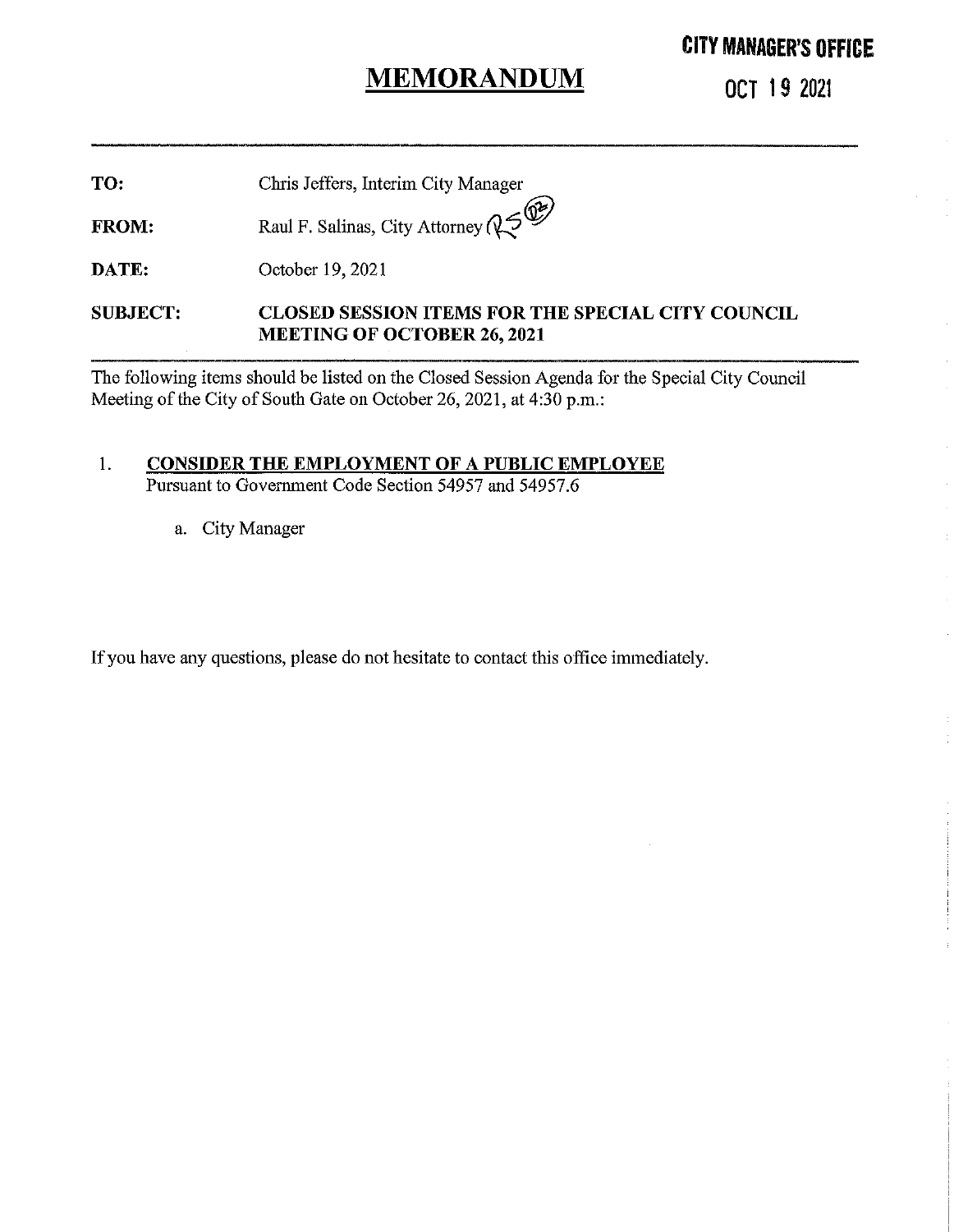**CITY MANAGER'S OFFICE**

**OCT 19 2021**

# MEMORANDUM

**TO:** Chris Jeffers, Interim City Manager

**FROM:** Raul F. Salinas, City Attorney RS

**DATE:** October 19, 2021

**SUBJECT:** **CLOSED SESSION ITEMS FOR THE SPECIAL CITY COUNCIL MEETING OF OCTOBER 26, 2021**

The following items should be listed on the Closed Session Agenda for the Special City Council Meeting of the City of South Gate on October 26, 2021, at 4:30 p.m.:

1. **CONSIDER THE EMPLOYMENT OF A PUBLIC EMPLOYEE**
   Pursuant to Government Code Section 54957 and 54957.6

   a. City Manager

If you have any questions, please do not hesitate to contact this office immediately.